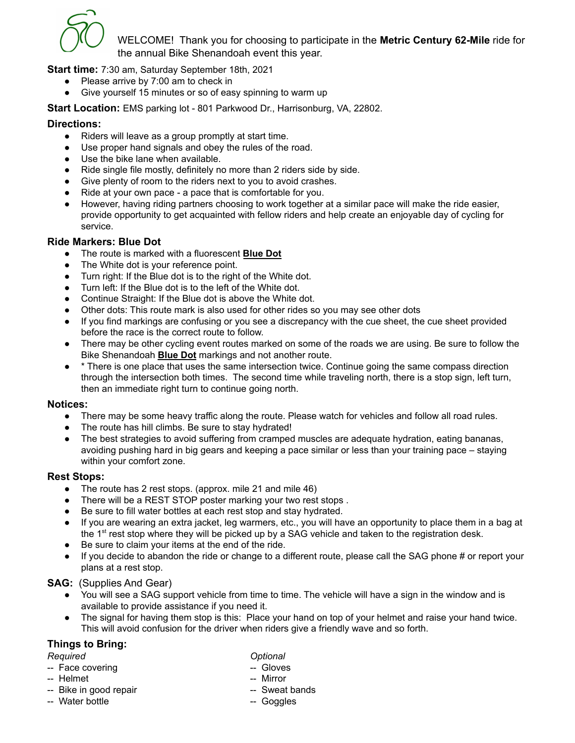WELCOME! Thank you for choosing to participate in the **Metric Century 62-Mile** ride for the annual Bike Shenandoah event this year.

**Start time:** 7:30 am, Saturday September 18th, 2021

- Please arrive by 7:00 am to check in
- Give yourself 15 minutes or so of easy spinning to warm up

**Start Location:** EMS parking lot - 801 Parkwood Dr., Harrisonburg, VA, 22802.

### Directions:

- Riders will leave as a group promptly at start time.
- Use proper hand signals and obey the rules of the road.
- Use the bike lane when available.
- Ride single file mostly, definitely no more than 2 riders side by side.
- Give plenty of room to the riders next to you to avoid crashes.
- Ride at your own pace - a pace that is comfortable for you.
- However, having riding partners choosing to work together at a similar pace will make the ride easier, provide opportunity to get acquainted with fellow riders and help create an enjoyable day of cycling for service.

### Ride Markers: Blue Dot

- The route is marked with a fluorescent **Blue Dot**
- The White dot is your reference point.
- Turn right: If the Blue dot is to the right of the White dot.
- Turn left: If the Blue dot is to the left of the White dot.
- Continue Straight: If the Blue dot is above the White dot.
- Other dots: This route mark is also used for other rides so you may see other dots
- If you find markings are confusing or you see a discrepancy with the cue sheet, the cue sheet provided before the race is the correct route to follow.
- There may be other cycling event routes marked on some of the roads we are using. Be sure to follow the Bike Shenandoah **Blue Dot** markings and not another route.
- * There is one place that uses the same intersection twice. Continue going the same compass direction through the intersection both times. The second time while traveling north, there is a stop sign, left turn, then an immediate right turn to continue going north.

### Notices:

- There may be some heavy traffic along the route. Please watch for vehicles and follow all road rules.
- The route has hill climbs. Be sure to stay hydrated!
- The best strategies to avoid suffering from cramped muscles are adequate hydration, eating bananas, avoiding pushing hard in big gears and keeping a pace similar or less than your training pace – staying within your comfort zone.

### Rest Stops:

- The route has 2 rest stops. (approx. mile 21 and mile 46)
- There will be a REST STOP poster marking your two rest stops .
- Be sure to fill water bottles at each rest stop and stay hydrated.
- If you are wearing an extra jacket, leg warmers, etc., you will have an opportunity to place them in a bag at the 1st rest stop where they will be picked up by a SAG vehicle and taken to the registration desk.
- Be sure to claim your items at the end of the ride.
- If you decide to abandon the ride or change to a different route, please call the SAG phone # or report your plans at a rest stop.

### SAG: (Supplies And Gear)

- You will see a SAG support vehicle from time to time. The vehicle will have a sign in the window and is available to provide assistance if you need it.
- The signal for having them stop is this: Place your hand on top of your helmet and raise your hand twice. This will avoid confusion for the driver when riders give a friendly wave and so forth.

### Things to Bring:

*Required*
-- Face covering
-- Helmet
-- Bike in good repair
-- Water bottle

*Optional*
-- Gloves
-- Mirror
-- Sweat bands
-- Goggles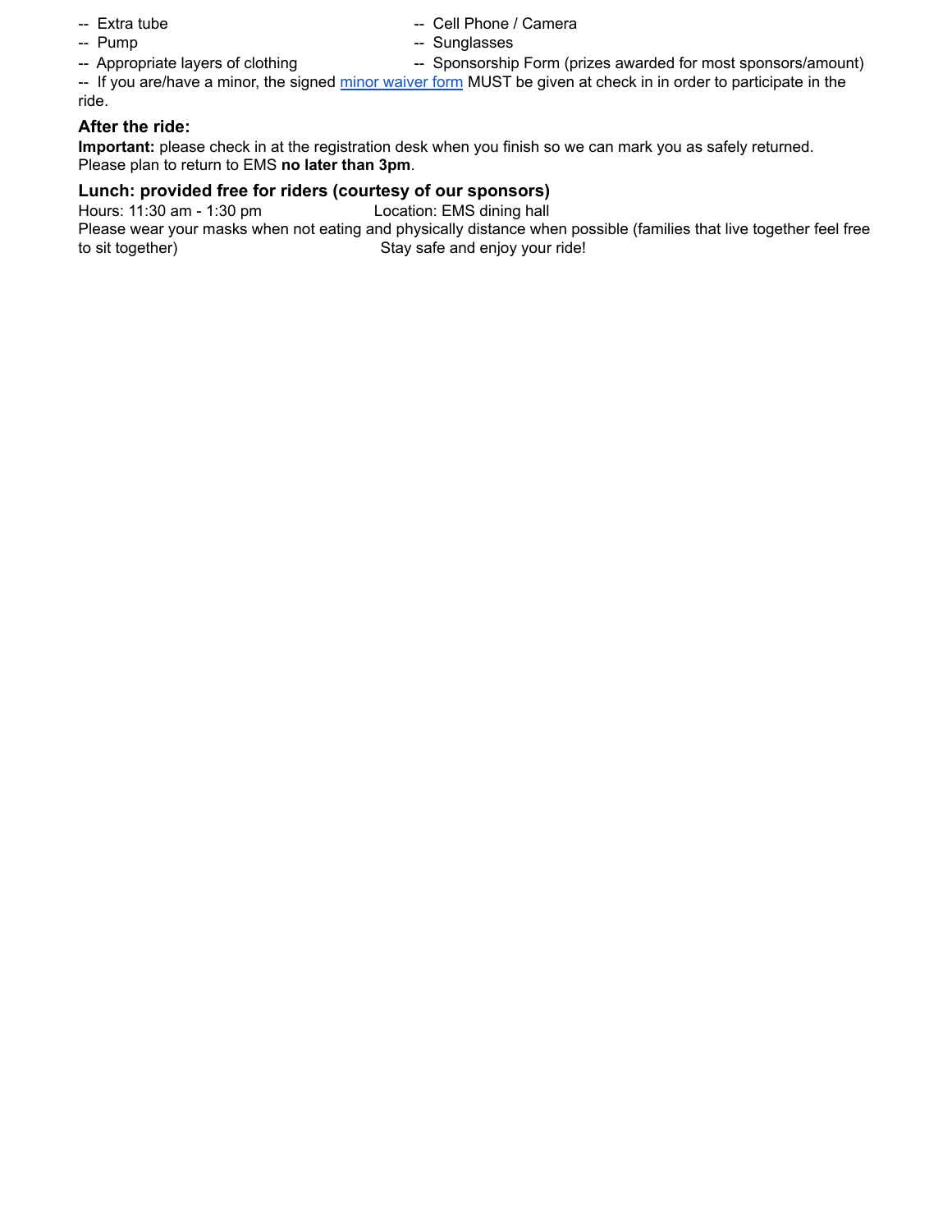-- Extra tube
-- Pump
-- Appropriate layers of clothing
-- Cell Phone / Camera
-- Sunglasses
-- Sponsorship Form (prizes awarded for most sponsors/amount)
-- If you are/have a minor, the signed minor waiver form MUST be given at check in in order to participate in the ride.

### After the ride:

**Important:** please check in at the registration desk when you finish so we can mark you as safely returned.
Please plan to return to EMS **no later than 3pm**.

### Lunch: provided free for riders (courtesy of our sponsors)

Hours: 11:30 am - 1:30 pm Location: EMS dining hall

Please wear your masks when not eating and physically distance when possible (families that live together feel free to sit together)

Stay safe and enjoy your ride!